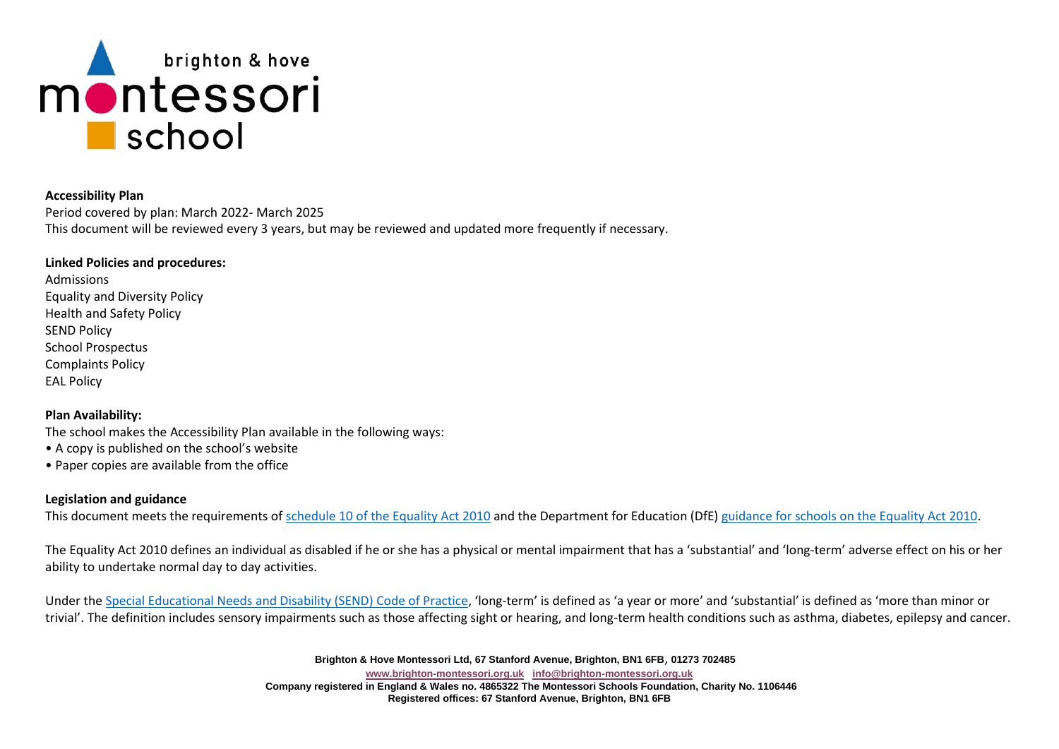brighton & hove montessori school

**Accessibility Plan**

Period covered by plan: March 2022- March 2025

This document will be reviewed every 3 years, but may be reviewed and updated more frequently if necessary.

**Linked Policies and procedures:**

Admissions

Equality and Diversity Policy

Health and Safety Policy

SEND Policy

School Prospectus

Complaints Policy

EAL Policy

**Plan Availability:**

The school makes the Accessibility Plan available in the following ways:

- A copy is published on the school's website
- Paper copies are available from the office

**Legislation and guidance**

This document meets the requirements of schedule 10 of the Equality Act 2010 and the Department for Education (DfE) guidance for schools on the Equality Act 2010.

The Equality Act 2010 defines an individual as disabled if he or she has a physical or mental impairment that has a 'substantial' and 'long-term' adverse effect on his or her ability to undertake normal day to day activities.

Under the Special Educational Needs and Disability (SEND) Code of Practice, 'long-term' is defined as 'a year or more' and 'substantial' is defined as 'more than minor or trivial'. The definition includes sensory impairments such as those affecting sight or hearing, and long-term health conditions such as asthma, diabetes, epilepsy and cancer.

Brighton & Hove Montessori Ltd, 67 Stanford Avenue, Brighton, BN1 6FB, 01273 702485

www.brighton-montessori.org.uk info@brighton-montessori.org.uk

Company registered in England & Wales no. 4865322 The Montessori Schools Foundation, Charity No. 1106446

Registered offices: 67 Stanford Avenue, Brighton, BN1 6FB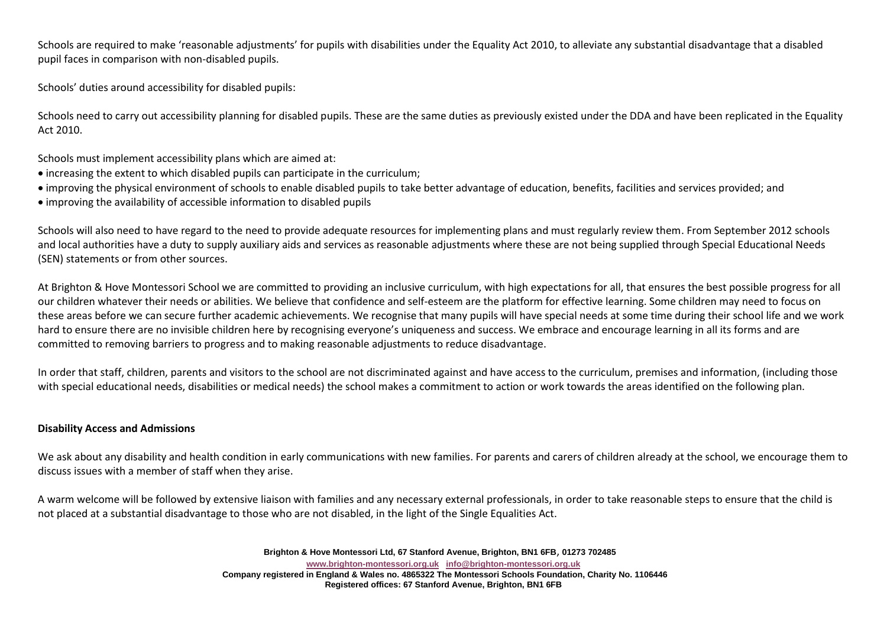Schools are required to make 'reasonable adjustments' for pupils with disabilities under the Equality Act 2010, to alleviate any substantial disadvantage that a disabled pupil faces in comparison with non-disabled pupils.

Schools' duties around accessibility for disabled pupils:

Schools need to carry out accessibility planning for disabled pupils. These are the same duties as previously existed under the DDA and have been replicated in the Equality Act 2010.

Schools must implement accessibility plans which are aimed at:

- increasing the extent to which disabled pupils can participate in the curriculum;
- improving the physical environment of schools to enable disabled pupils to take better advantage of education, benefits, facilities and services provided; and
- improving the availability of accessible information to disabled pupils

Schools will also need to have regard to the need to provide adequate resources for implementing plans and must regularly review them. From September 2012 schools and local authorities have a duty to supply auxiliary aids and services as reasonable adjustments where these are not being supplied through Special Educational Needs (SEN) statements or from other sources.

At Brighton & Hove Montessori School we are committed to providing an inclusive curriculum, with high expectations for all, that ensures the best possible progress for all our children whatever their needs or abilities. We believe that confidence and self-esteem are the platform for effective learning. Some children may need to focus on these areas before we can secure further academic achievements. We recognise that many pupils will have special needs at some time during their school life and we work hard to ensure there are no invisible children here by recognising everyone's uniqueness and success. We embrace and encourage learning in all its forms and are committed to removing barriers to progress and to making reasonable adjustments to reduce disadvantage.

In order that staff, children, parents and visitors to the school are not discriminated against and have access to the curriculum, premises and information, (including those with special educational needs, disabilities or medical needs) the school makes a commitment to action or work towards the areas identified on the following plan.

**Disability Access and Admissions**

We ask about any disability and health condition in early communications with new families. For parents and carers of children already at the school, we encourage them to discuss issues with a member of staff when they arise.

A warm welcome will be followed by extensive liaison with families and any necessary external professionals, in order to take reasonable steps to ensure that the child is not placed at a substantial disadvantage to those who are not disabled, in the light of the Single Equalities Act.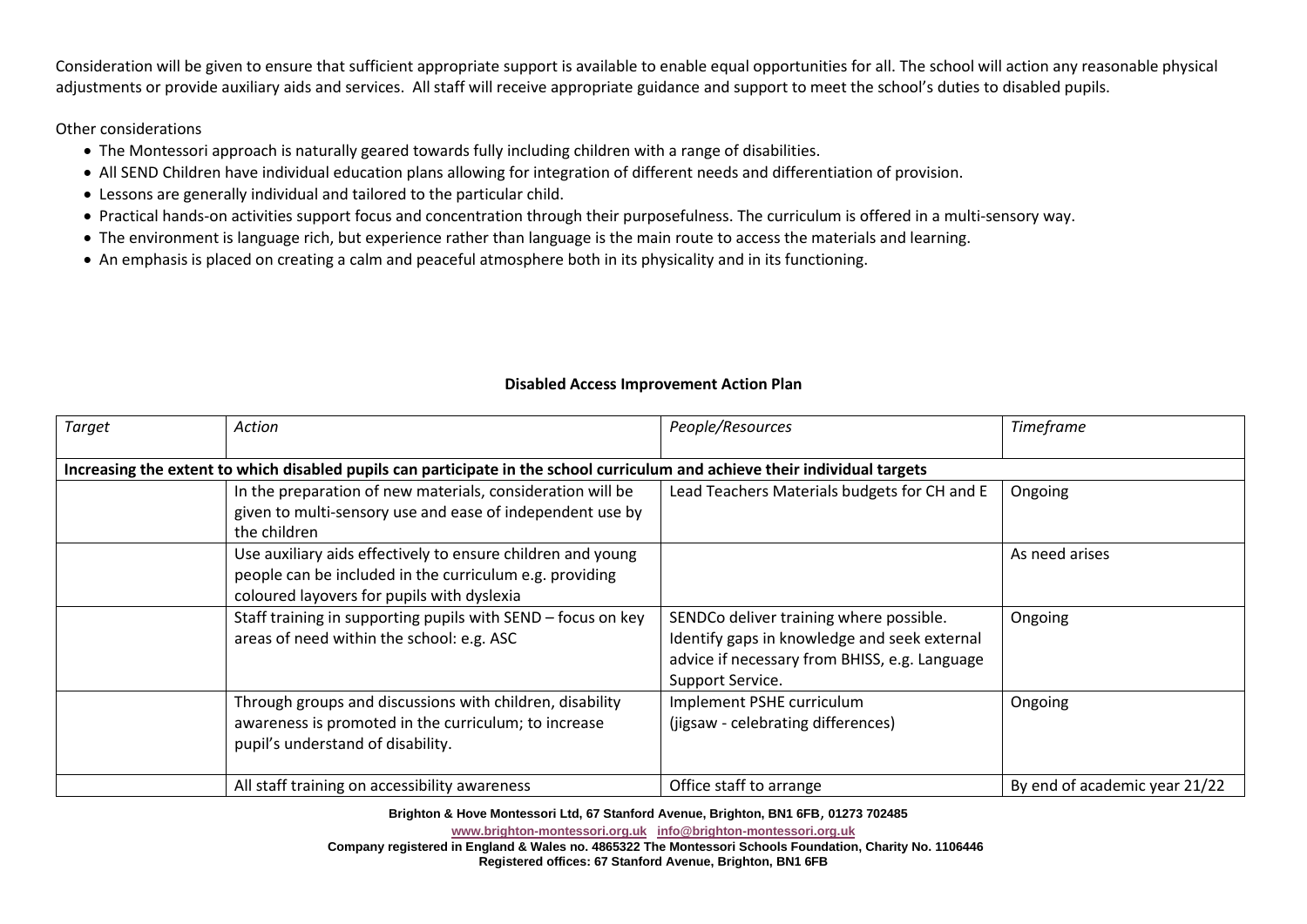Consideration will be given to ensure that sufficient appropriate support is available to enable equal opportunities for all. The school will action any reasonable physical adjustments or provide auxiliary aids and services. All staff will receive appropriate guidance and support to meet the school's duties to disabled pupils.

Other considerations

- The Montessori approach is naturally geared towards fully including children with a range of disabilities.
- All SEND Children have individual education plans allowing for integration of different needs and differentiation of provision.
- Lessons are generally individual and tailored to the particular child.
- Practical hands-on activities support focus and concentration through their purposefulness. The curriculum is offered in a multi-sensory way.
- The environment is language rich, but experience rather than language is the main route to access the materials and learning.
- An emphasis is placed on creating a calm and peaceful atmosphere both in its physicality and in its functioning.

**Disabled Access Improvement Action Plan**

| *Target* | *Action* | *People/Resources* | *Timeframe* |
|---|---|---|---|
| **Increasing the extent to which disabled pupils can participate in the school curriculum and achieve their individual targets** | | | |
| | In the preparation of new materials, consideration will be given to multi-sensory use and ease of independent use by the children | Lead Teachers Materials budgets for CH and E | Ongoing |
| | Use auxiliary aids effectively to ensure children and young people can be included in the curriculum e.g. providing coloured layovers for pupils with dyslexia | | As need arises |
| | Staff training in supporting pupils with SEND – focus on key areas of need within the school: e.g. ASC | SENDCo deliver training where possible. Identify gaps in knowledge and seek external advice if necessary from BHISS, e.g. Language Support Service. | Ongoing |
| | Through groups and discussions with children, disability awareness is promoted in the curriculum; to increase pupil's understand of disability. | Implement PSHE curriculum (jigsaw - celebrating differences) | Ongoing |
| | All staff training on accessibility awareness | Office staff to arrange | By end of academic year 21/22 |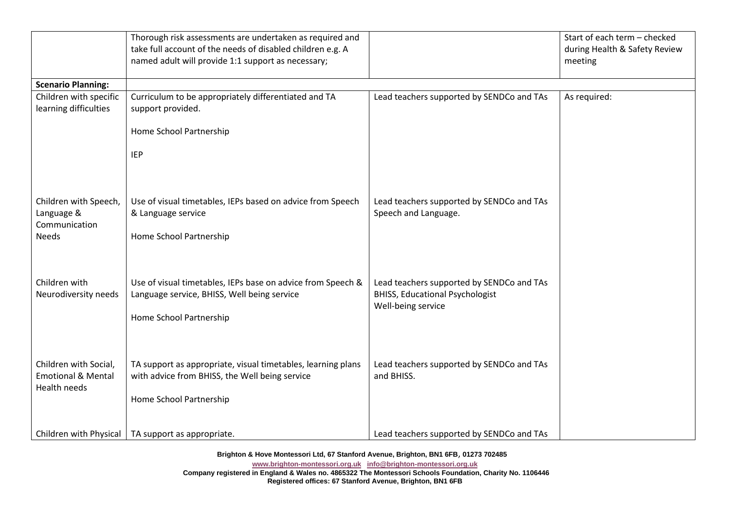| | | | |
|---|---|---|---|
| | Thorough risk assessments are undertaken as required and take full account of the needs of disabled children e.g. A named adult will provide 1:1 support as necessary; | | Start of each term – checked during Health & Safety Review meeting |
| **Scenario Planning:** | | | |
| Children with specific learning difficulties | Curriculum to be appropriately differentiated and TA support provided.<br><br>Home School Partnership<br><br>IEP | Lead teachers supported by SENDCo and TAs | As required: |
| Children with Speech, Language & Communication Needs | Use of visual timetables, IEPs based on advice from Speech & Language service<br><br>Home School Partnership | Lead teachers supported by SENDCo and TAs Speech and Language. | |
| Children with Neurodiversity needs | Use of visual timetables, IEPs base on advice from Speech & Language service, BHISS, Well being service<br><br>Home School Partnership | Lead teachers supported by SENDCo and TAs BHISS, Educational Psychologist Well-being service | |
| Children with Social, Emotional & Mental Health needs | TA support as appropriate, visual timetables, learning plans with advice from BHISS, the Well being service<br><br>Home School Partnership | Lead teachers supported by SENDCo and TAs and BHISS. | |
| Children with Physical | TA support as appropriate. | Lead teachers supported by SENDCo and TAs | |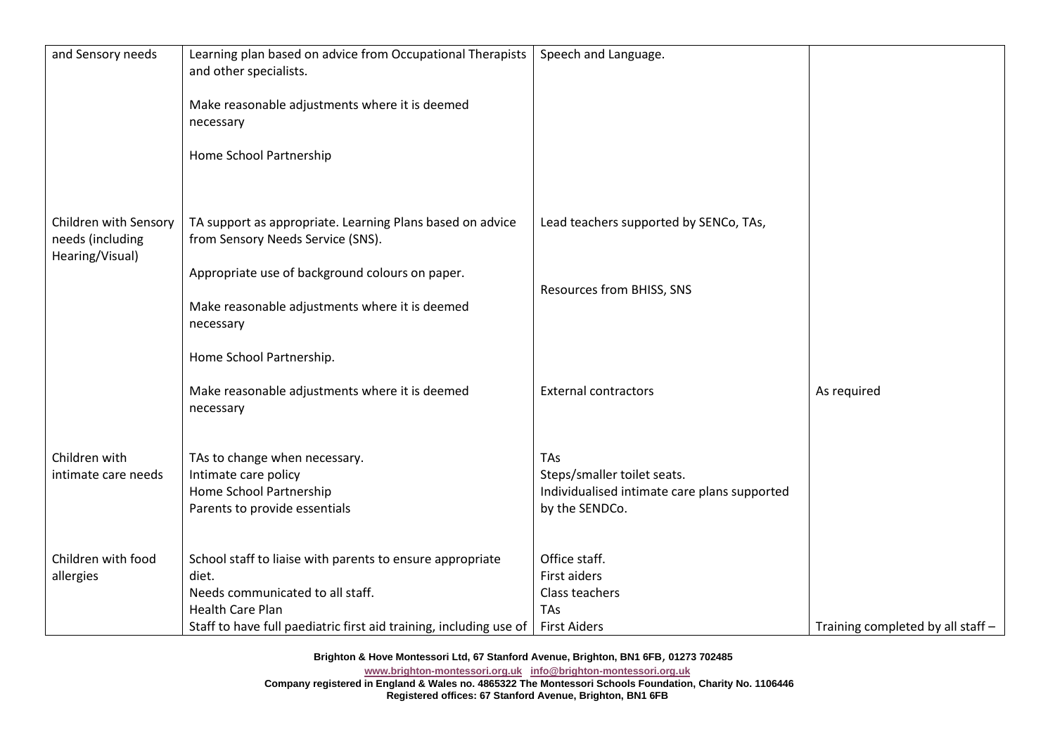| and Sensory needs | Learning plan based on advice from Occupational Therapists and other specialists.<br><br>Make reasonable adjustments where it is deemed necessary<br><br>Home School Partnership | Speech and Language. | |
|---|---|---|---|
| Children with Sensory needs (including Hearing/Visual) | TA support as appropriate. Learning Plans based on advice from Sensory Needs Service (SNS).<br><br>Appropriate use of background colours on paper.<br><br>Make reasonable adjustments where it is deemed necessary<br><br>Home School Partnership. | Lead teachers supported by SENCo, TAs,<br><br>Resources from BHISS, SNS | |
| | Make reasonable adjustments where it is deemed necessary | External contractors | As required |
| Children with intimate care needs | TAs to change when necessary.<br>Intimate care policy<br>Home School Partnership<br>Parents to provide essentials | TAs<br>Steps/smaller toilet seats.<br>Individualised intimate care plans supported by the SENDCo. | |
| Children with food allergies | School staff to liaise with parents to ensure appropriate diet.<br>Needs communicated to all staff.<br>Health Care Plan<br>Staff to have full paediatric first aid training, including use of | Office staff.<br>First aiders<br>Class teachers<br>TAs<br>First Aiders | Training completed by all staff – |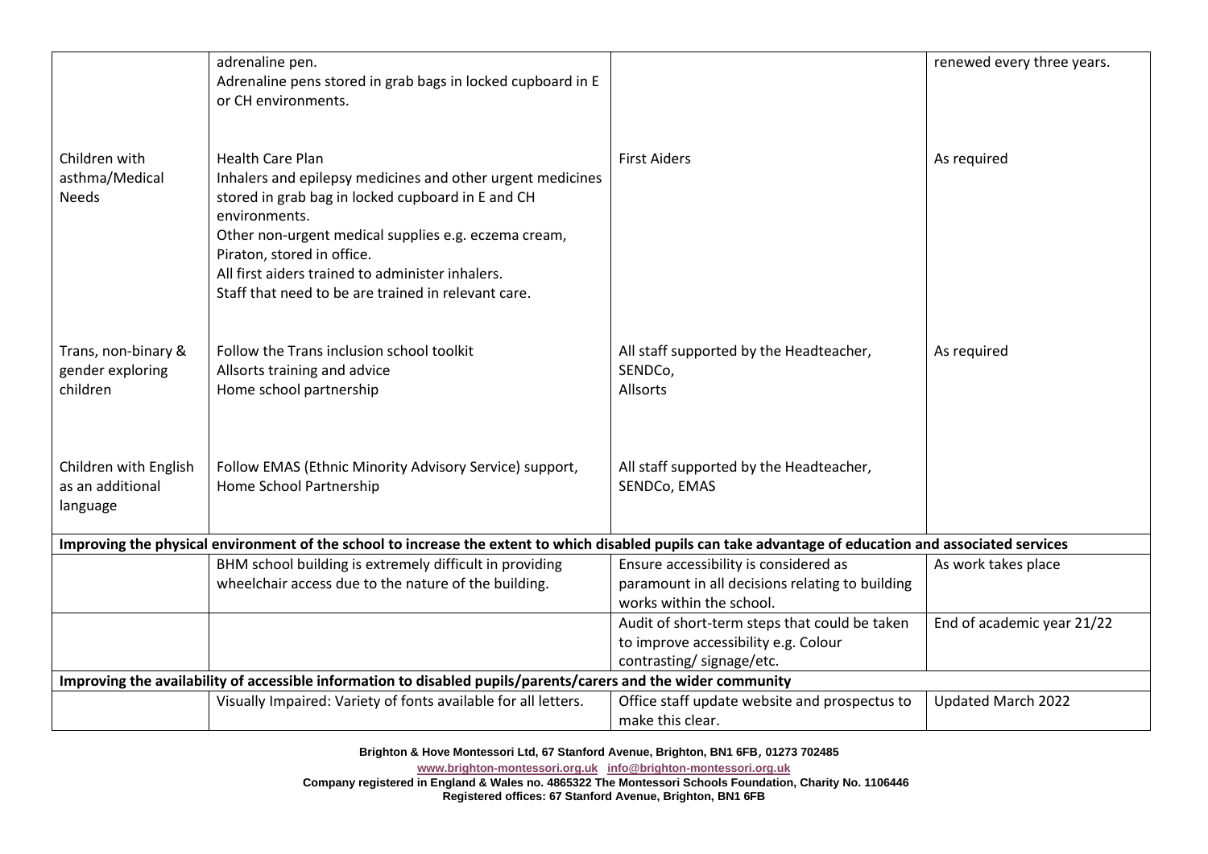| | | | |
|---|---|---|---|
| | adrenaline pen.<br>Adrenaline pens stored in grab bags in locked cupboard in E or CH environments. | | renewed every three years. |
| Children with asthma/Medical Needs | Health Care Plan<br>Inhalers and epilepsy medicines and other urgent medicines stored in grab bag in locked cupboard in E and CH environments.<br>Other non-urgent medical supplies e.g. eczema cream, Piraton, stored in office.<br>All first aiders trained to administer inhalers.<br>Staff that need to be are trained in relevant care. | First Aiders | As required |
| Trans, non-binary & gender exploring children | Follow the Trans inclusion school toolkit<br>Allsorts training and advice<br>Home school partnership | All staff supported by the Headteacher, SENDCo,<br>Allsorts | As required |
| Children with English as an additional language | Follow EMAS (Ethnic Minority Advisory Service) support,<br>Home School Partnership | All staff supported by the Headteacher, SENDCo, EMAS | |
| **Improving the physical environment of the school to increase the extent to which disabled pupils can take advantage of education and associated services** | | | |
| | BHM school building is extremely difficult in providing wheelchair access due to the nature of the building. | Ensure accessibility is considered as paramount in all decisions relating to building works within the school. | As work takes place |
| | | Audit of short-term steps that could be taken to improve accessibility e.g. Colour contrasting/ signage/etc. | End of academic year 21/22 |
| **Improving the availability of accessible information to disabled pupils/parents/carers and the wider community** | | | |
| | Visually Impaired: Variety of fonts available for all letters. | Office staff update website and prospectus to make this clear. | Updated March 2022 |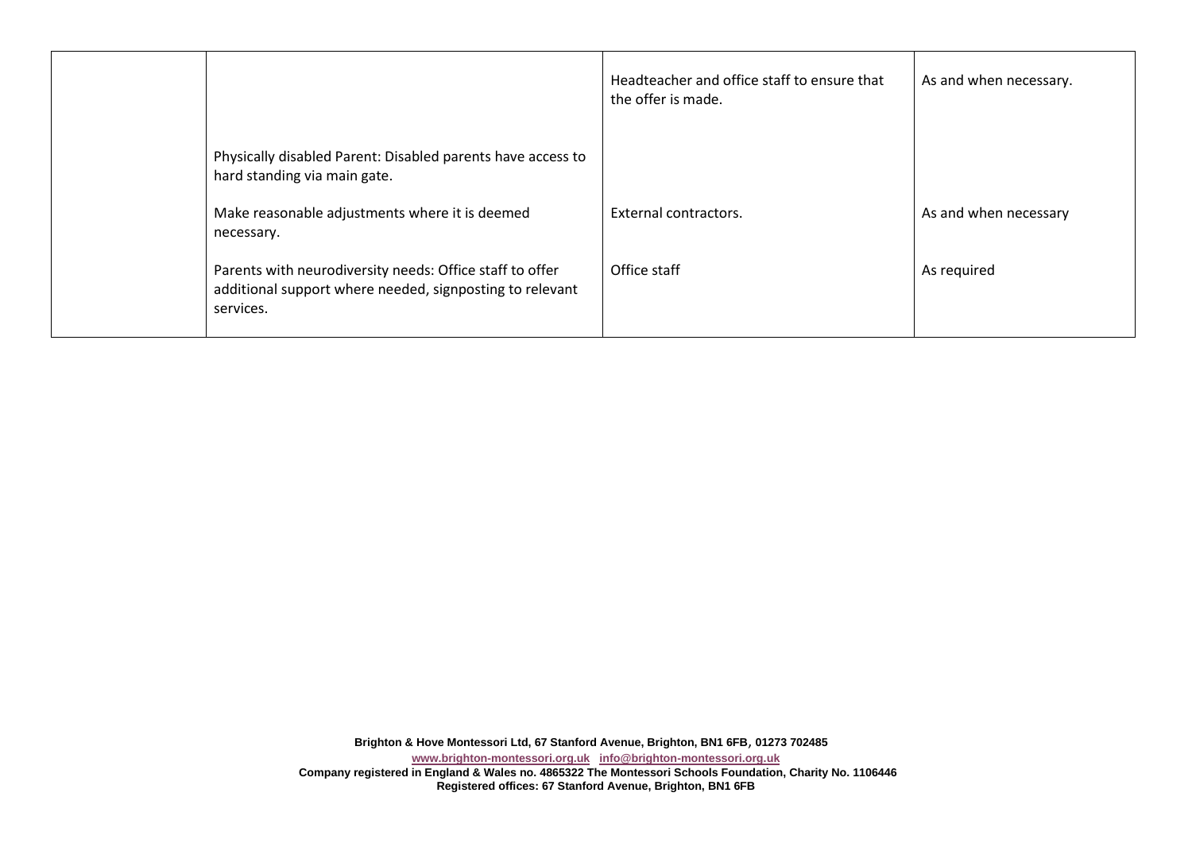| | | | |
|---|---|---|---|
| | | Headteacher and office staff to ensure that the offer is made. | As and when necessary. |
| | Physically disabled Parent: Disabled parents have access to hard standing via main gate. | | |
| | Make reasonable adjustments where it is deemed necessary. | External contractors. | As and when necessary |
| | Parents with neurodiversity needs: Office staff to offer additional support where needed, signposting to relevant services. | Office staff | As required |